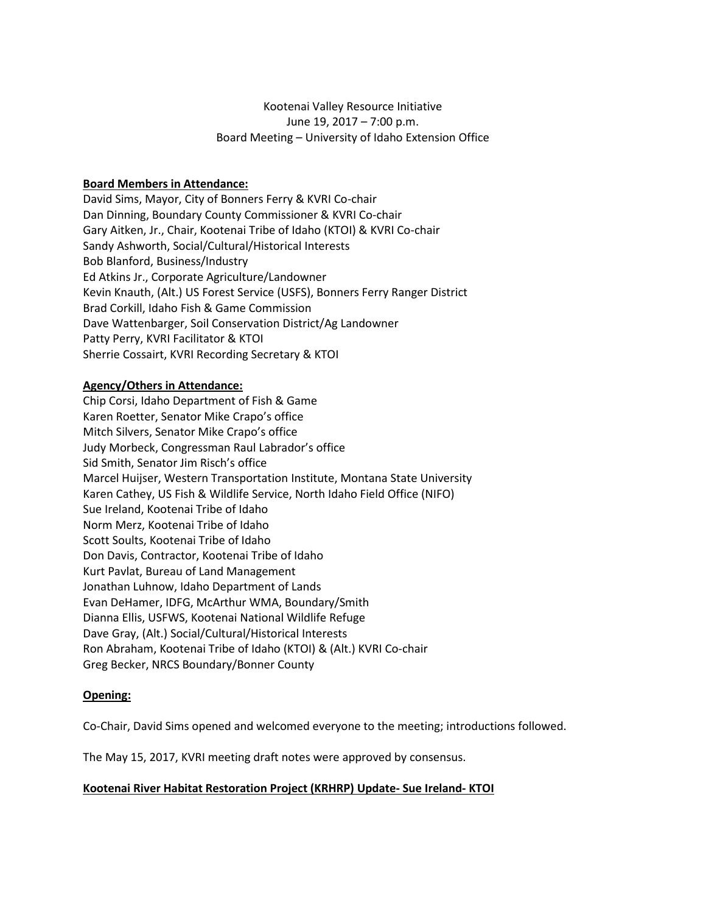Kootenai Valley Resource Initiative
June 19, 2017 – 7:00 p.m.
Board Meeting – University of Idaho Extension Office

**Board Members in Attendance:**

David Sims, Mayor, City of Bonners Ferry & KVRI Co-chair
Dan Dinning, Boundary County Commissioner & KVRI Co-chair
Gary Aitken, Jr., Chair, Kootenai Tribe of Idaho (KTOI) & KVRI Co-chair
Sandy Ashworth, Social/Cultural/Historical Interests
Bob Blanford, Business/Industry
Ed Atkins Jr., Corporate Agriculture/Landowner
Kevin Knauth, (Alt.) US Forest Service (USFS), Bonners Ferry Ranger District
Brad Corkill, Idaho Fish & Game Commission
Dave Wattenbarger, Soil Conservation District/Ag Landowner
Patty Perry, KVRI Facilitator & KTOI
Sherrie Cossairt, KVRI Recording Secretary & KTOI

**Agency/Others in Attendance:**

Chip Corsi, Idaho Department of Fish & Game
Karen Roetter, Senator Mike Crapo's office
Mitch Silvers, Senator Mike Crapo's office
Judy Morbeck, Congressman Raul Labrador's office
Sid Smith, Senator Jim Risch's office
Marcel Huijser, Western Transportation Institute, Montana State University
Karen Cathey, US Fish & Wildlife Service, North Idaho Field Office (NIFO)
Sue Ireland, Kootenai Tribe of Idaho
Norm Merz, Kootenai Tribe of Idaho
Scott Soults, Kootenai Tribe of Idaho
Don Davis, Contractor, Kootenai Tribe of Idaho
Kurt Pavlat, Bureau of Land Management
Jonathan Luhnow, Idaho Department of Lands
Evan DeHamer, IDFG, McArthur WMA, Boundary/Smith
Dianna Ellis, USFWS, Kootenai National Wildlife Refuge
Dave Gray, (Alt.) Social/Cultural/Historical Interests
Ron Abraham, Kootenai Tribe of Idaho (KTOI) & (Alt.) KVRI Co-chair
Greg Becker, NRCS Boundary/Bonner County

**Opening:**

Co-Chair, David Sims opened and welcomed everyone to the meeting; introductions followed.

The May 15, 2017, KVRI meeting draft notes were approved by consensus.

**Kootenai River Habitat Restoration Project (KRHRP) Update- Sue Ireland- KTOI**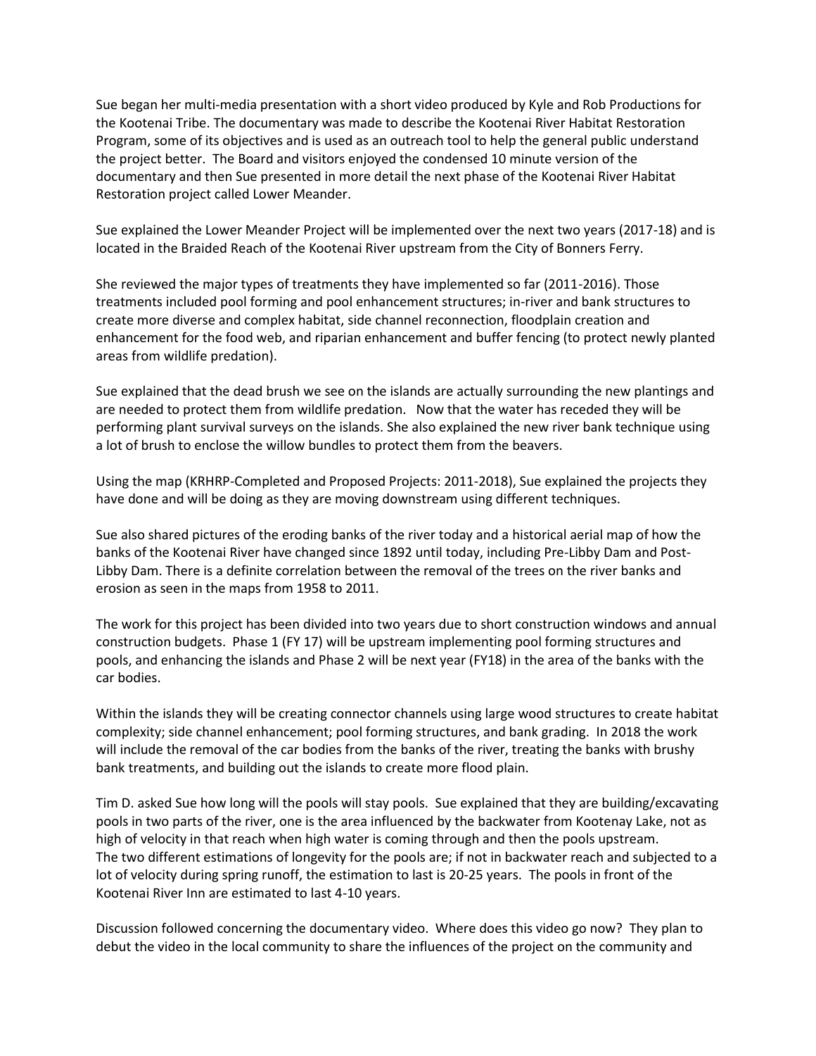Sue began her multi-media presentation with a short video produced by Kyle and Rob Productions for the Kootenai Tribe. The documentary was made to describe the Kootenai River Habitat Restoration Program, some of its objectives and is used as an outreach tool to help the general public understand the project better. The Board and visitors enjoyed the condensed 10 minute version of the documentary and then Sue presented in more detail the next phase of the Kootenai River Habitat Restoration project called Lower Meander.

Sue explained the Lower Meander Project will be implemented over the next two years (2017-18) and is located in the Braided Reach of the Kootenai River upstream from the City of Bonners Ferry.

She reviewed the major types of treatments they have implemented so far (2011-2016). Those treatments included pool forming and pool enhancement structures; in-river and bank structures to create more diverse and complex habitat, side channel reconnection, floodplain creation and enhancement for the food web, and riparian enhancement and buffer fencing (to protect newly planted areas from wildlife predation).

Sue explained that the dead brush we see on the islands are actually surrounding the new plantings and are needed to protect them from wildlife predation. Now that the water has receded they will be performing plant survival surveys on the islands. She also explained the new river bank technique using a lot of brush to enclose the willow bundles to protect them from the beavers.

Using the map (KRHRP-Completed and Proposed Projects: 2011-2018), Sue explained the projects they have done and will be doing as they are moving downstream using different techniques.

Sue also shared pictures of the eroding banks of the river today and a historical aerial map of how the banks of the Kootenai River have changed since 1892 until today, including Pre-Libby Dam and Post-Libby Dam. There is a definite correlation between the removal of the trees on the river banks and erosion as seen in the maps from 1958 to 2011.

The work for this project has been divided into two years due to short construction windows and annual construction budgets. Phase 1 (FY 17) will be upstream implementing pool forming structures and pools, and enhancing the islands and Phase 2 will be next year (FY18) in the area of the banks with the car bodies.

Within the islands they will be creating connector channels using large wood structures to create habitat complexity; side channel enhancement; pool forming structures, and bank grading. In 2018 the work will include the removal of the car bodies from the banks of the river, treating the banks with brushy bank treatments, and building out the islands to create more flood plain.

Tim D. asked Sue how long will the pools will stay pools. Sue explained that they are building/excavating pools in two parts of the river, one is the area influenced by the backwater from Kootenay Lake, not as high of velocity in that reach when high water is coming through and then the pools upstream. The two different estimations of longevity for the pools are; if not in backwater reach and subjected to a lot of velocity during spring runoff, the estimation to last is 20-25 years. The pools in front of the Kootenai River Inn are estimated to last 4-10 years.

Discussion followed concerning the documentary video. Where does this video go now? They plan to debut the video in the local community to share the influences of the project on the community and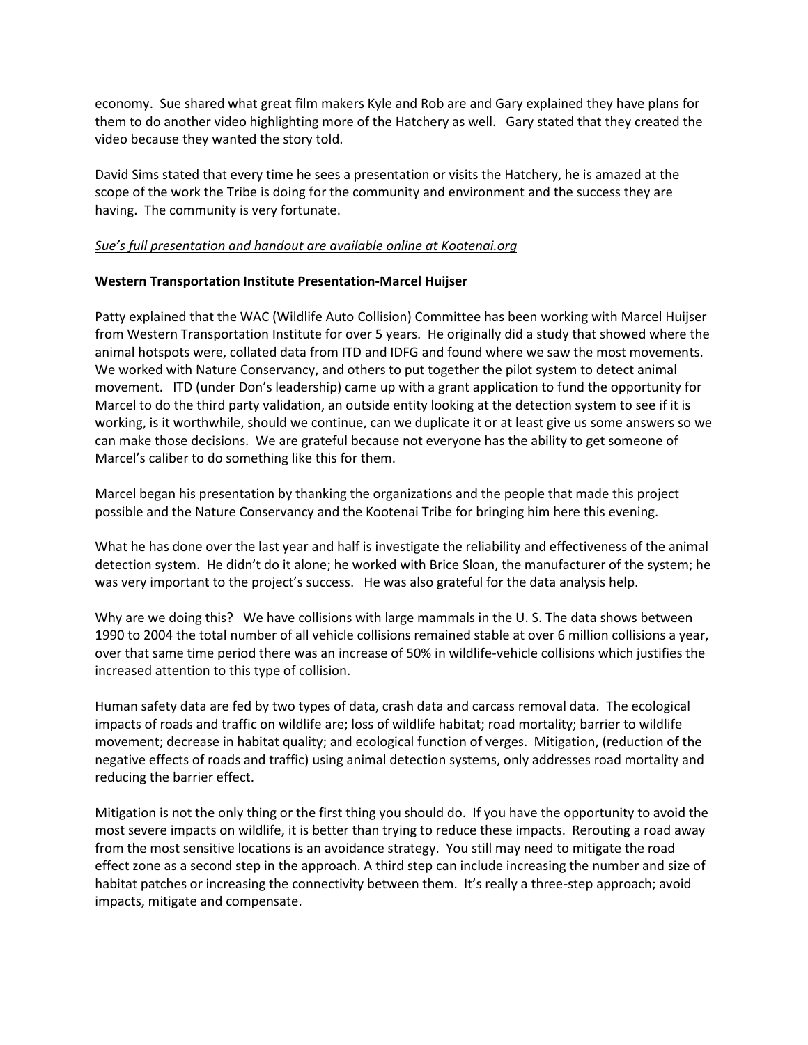economy. Sue shared what great film makers Kyle and Rob are and Gary explained they have plans for them to do another video highlighting more of the Hatchery as well. Gary stated that they created the video because they wanted the story told.

David Sims stated that every time he sees a presentation or visits the Hatchery, he is amazed at the scope of the work the Tribe is doing for the community and environment and the success they are having. The community is very fortunate.

*Sue's full presentation and handout are available online at Kootenai.org*

**Western Transportation Institute Presentation-Marcel Huijser**

Patty explained that the WAC (Wildlife Auto Collision) Committee has been working with Marcel Huijser from Western Transportation Institute for over 5 years. He originally did a study that showed where the animal hotspots were, collated data from ITD and IDFG and found where we saw the most movements. We worked with Nature Conservancy, and others to put together the pilot system to detect animal movement. ITD (under Don's leadership) came up with a grant application to fund the opportunity for Marcel to do the third party validation, an outside entity looking at the detection system to see if it is working, is it worthwhile, should we continue, can we duplicate it or at least give us some answers so we can make those decisions. We are grateful because not everyone has the ability to get someone of Marcel's caliber to do something like this for them.

Marcel began his presentation by thanking the organizations and the people that made this project possible and the Nature Conservancy and the Kootenai Tribe for bringing him here this evening.

What he has done over the last year and half is investigate the reliability and effectiveness of the animal detection system. He didn't do it alone; he worked with Brice Sloan, the manufacturer of the system; he was very important to the project's success. He was also grateful for the data analysis help.

Why are we doing this? We have collisions with large mammals in the U. S. The data shows between 1990 to 2004 the total number of all vehicle collisions remained stable at over 6 million collisions a year, over that same time period there was an increase of 50% in wildlife-vehicle collisions which justifies the increased attention to this type of collision.

Human safety data are fed by two types of data, crash data and carcass removal data. The ecological impacts of roads and traffic on wildlife are; loss of wildlife habitat; road mortality; barrier to wildlife movement; decrease in habitat quality; and ecological function of verges. Mitigation, (reduction of the negative effects of roads and traffic) using animal detection systems, only addresses road mortality and reducing the barrier effect.

Mitigation is not the only thing or the first thing you should do. If you have the opportunity to avoid the most severe impacts on wildlife, it is better than trying to reduce these impacts. Rerouting a road away from the most sensitive locations is an avoidance strategy. You still may need to mitigate the road effect zone as a second step in the approach. A third step can include increasing the number and size of habitat patches or increasing the connectivity between them. It's really a three-step approach; avoid impacts, mitigate and compensate.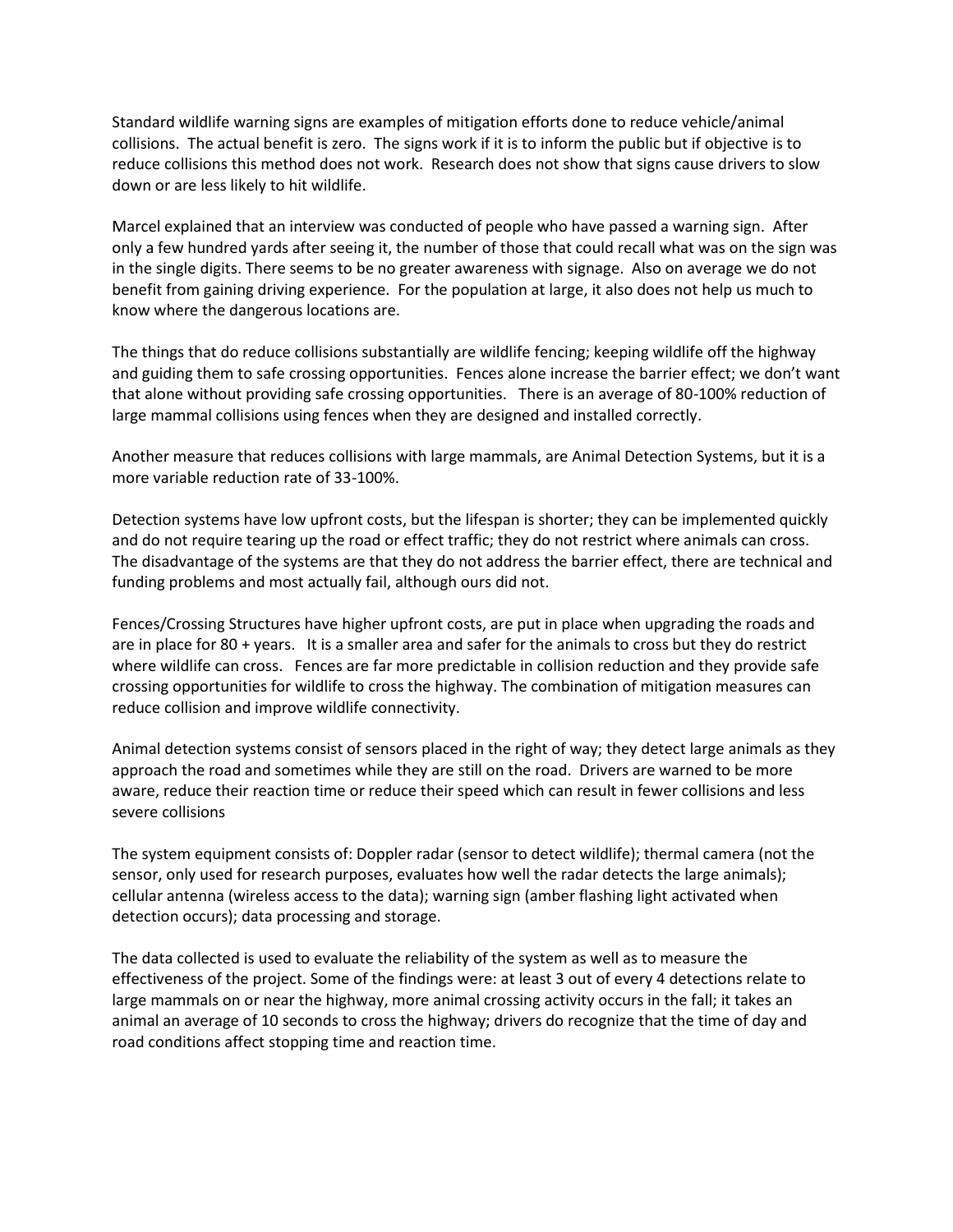Standard wildlife warning signs are examples of mitigation efforts done to reduce vehicle/animal collisions. The actual benefit is zero. The signs work if it is to inform the public but if objective is to reduce collisions this method does not work. Research does not show that signs cause drivers to slow down or are less likely to hit wildlife.

Marcel explained that an interview was conducted of people who have passed a warning sign. After only a few hundred yards after seeing it, the number of those that could recall what was on the sign was in the single digits. There seems to be no greater awareness with signage. Also on average we do not benefit from gaining driving experience. For the population at large, it also does not help us much to know where the dangerous locations are.

The things that do reduce collisions substantially are wildlife fencing; keeping wildlife off the highway and guiding them to safe crossing opportunities. Fences alone increase the barrier effect; we don't want that alone without providing safe crossing opportunities. There is an average of 80-100% reduction of large mammal collisions using fences when they are designed and installed correctly.

Another measure that reduces collisions with large mammals, are Animal Detection Systems, but it is a more variable reduction rate of 33-100%.

Detection systems have low upfront costs, but the lifespan is shorter; they can be implemented quickly and do not require tearing up the road or effect traffic; they do not restrict where animals can cross. The disadvantage of the systems are that they do not address the barrier effect, there are technical and funding problems and most actually fail, although ours did not.

Fences/Crossing Structures have higher upfront costs, are put in place when upgrading the roads and are in place for 80 + years. It is a smaller area and safer for the animals to cross but they do restrict where wildlife can cross. Fences are far more predictable in collision reduction and they provide safe crossing opportunities for wildlife to cross the highway. The combination of mitigation measures can reduce collision and improve wildlife connectivity.

Animal detection systems consist of sensors placed in the right of way; they detect large animals as they approach the road and sometimes while they are still on the road. Drivers are warned to be more aware, reduce their reaction time or reduce their speed which can result in fewer collisions and less severe collisions

The system equipment consists of: Doppler radar (sensor to detect wildlife); thermal camera (not the sensor, only used for research purposes, evaluates how well the radar detects the large animals); cellular antenna (wireless access to the data); warning sign (amber flashing light activated when detection occurs); data processing and storage.

The data collected is used to evaluate the reliability of the system as well as to measure the effectiveness of the project. Some of the findings were: at least 3 out of every 4 detections relate to large mammals on or near the highway, more animal crossing activity occurs in the fall; it takes an animal an average of 10 seconds to cross the highway; drivers do recognize that the time of day and road conditions affect stopping time and reaction time.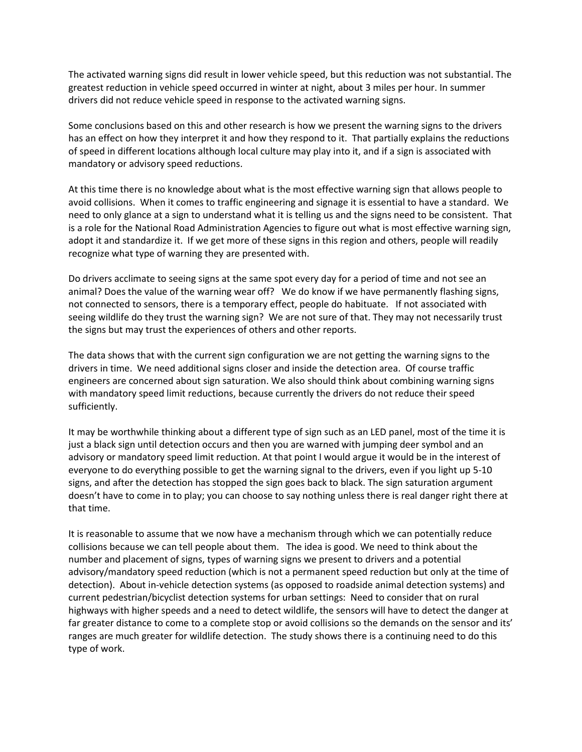The activated warning signs did result in lower vehicle speed, but this reduction was not substantial. The greatest reduction in vehicle speed occurred in winter at night, about 3 miles per hour. In summer drivers did not reduce vehicle speed in response to the activated warning signs.

Some conclusions based on this and other research is how we present the warning signs to the drivers has an effect on how they interpret it and how they respond to it. That partially explains the reductions of speed in different locations although local culture may play into it, and if a sign is associated with mandatory or advisory speed reductions.

At this time there is no knowledge about what is the most effective warning sign that allows people to avoid collisions. When it comes to traffic engineering and signage it is essential to have a standard. We need to only glance at a sign to understand what it is telling us and the signs need to be consistent. That is a role for the National Road Administration Agencies to figure out what is most effective warning sign, adopt it and standardize it. If we get more of these signs in this region and others, people will readily recognize what type of warning they are presented with.

Do drivers acclimate to seeing signs at the same spot every day for a period of time and not see an animal? Does the value of the warning wear off? We do know if we have permanently flashing signs, not connected to sensors, there is a temporary effect, people do habituate. If not associated with seeing wildlife do they trust the warning sign? We are not sure of that. They may not necessarily trust the signs but may trust the experiences of others and other reports.

The data shows that with the current sign configuration we are not getting the warning signs to the drivers in time. We need additional signs closer and inside the detection area. Of course traffic engineers are concerned about sign saturation. We also should think about combining warning signs with mandatory speed limit reductions, because currently the drivers do not reduce their speed sufficiently.

It may be worthwhile thinking about a different type of sign such as an LED panel, most of the time it is just a black sign until detection occurs and then you are warned with jumping deer symbol and an advisory or mandatory speed limit reduction. At that point I would argue it would be in the interest of everyone to do everything possible to get the warning signal to the drivers, even if you light up 5-10 signs, and after the detection has stopped the sign goes back to black. The sign saturation argument doesn't have to come in to play; you can choose to say nothing unless there is real danger right there at that time.

It is reasonable to assume that we now have a mechanism through which we can potentially reduce collisions because we can tell people about them. The idea is good. We need to think about the number and placement of signs, types of warning signs we present to drivers and a potential advisory/mandatory speed reduction (which is not a permanent speed reduction but only at the time of detection). About in-vehicle detection systems (as opposed to roadside animal detection systems) and current pedestrian/bicyclist detection systems for urban settings: Need to consider that on rural highways with higher speeds and a need to detect wildlife, the sensors will have to detect the danger at far greater distance to come to a complete stop or avoid collisions so the demands on the sensor and its' ranges are much greater for wildlife detection. The study shows there is a continuing need to do this type of work.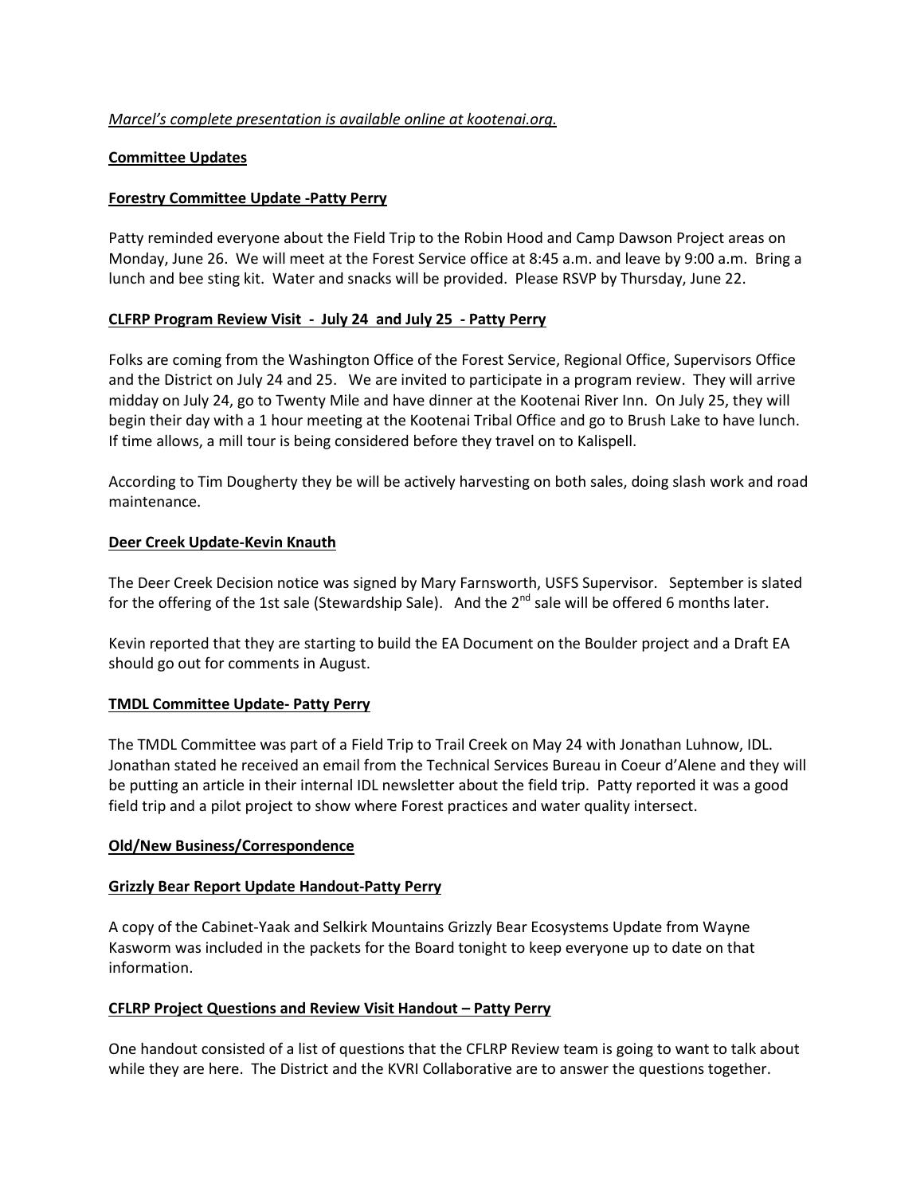*Marcel's complete presentation is available online at kootenai.org.*

**Committee Updates**

**Forestry Committee Update -Patty Perry**

Patty reminded everyone about the Field Trip to the Robin Hood and Camp Dawson Project areas on Monday, June 26. We will meet at the Forest Service office at 8:45 a.m. and leave by 9:00 a.m. Bring a lunch and bee sting kit. Water and snacks will be provided. Please RSVP by Thursday, June 22.

**CLFRP Program Review Visit - July 24 and July 25 - Patty Perry**

Folks are coming from the Washington Office of the Forest Service, Regional Office, Supervisors Office and the District on July 24 and 25. We are invited to participate in a program review. They will arrive midday on July 24, go to Twenty Mile and have dinner at the Kootenai River Inn. On July 25, they will begin their day with a 1 hour meeting at the Kootenai Tribal Office and go to Brush Lake to have lunch. If time allows, a mill tour is being considered before they travel on to Kalispell.

According to Tim Dougherty they be will be actively harvesting on both sales, doing slash work and road maintenance.

**Deer Creek Update-Kevin Knauth**

The Deer Creek Decision notice was signed by Mary Farnsworth, USFS Supervisor. September is slated for the offering of the 1st sale (Stewardship Sale). And the 2nd sale will be offered 6 months later.

Kevin reported that they are starting to build the EA Document on the Boulder project and a Draft EA should go out for comments in August.

**TMDL Committee Update- Patty Perry**

The TMDL Committee was part of a Field Trip to Trail Creek on May 24 with Jonathan Luhnow, IDL. Jonathan stated he received an email from the Technical Services Bureau in Coeur d'Alene and they will be putting an article in their internal IDL newsletter about the field trip. Patty reported it was a good field trip and a pilot project to show where Forest practices and water quality intersect.

**Old/New Business/Correspondence**

**Grizzly Bear Report Update Handout-Patty Perry**

A copy of the Cabinet-Yaak and Selkirk Mountains Grizzly Bear Ecosystems Update from Wayne Kasworm was included in the packets for the Board tonight to keep everyone up to date on that information.

**CFLRP Project Questions and Review Visit Handout – Patty Perry**

One handout consisted of a list of questions that the CFLRP Review team is going to want to talk about while they are here. The District and the KVRI Collaborative are to answer the questions together.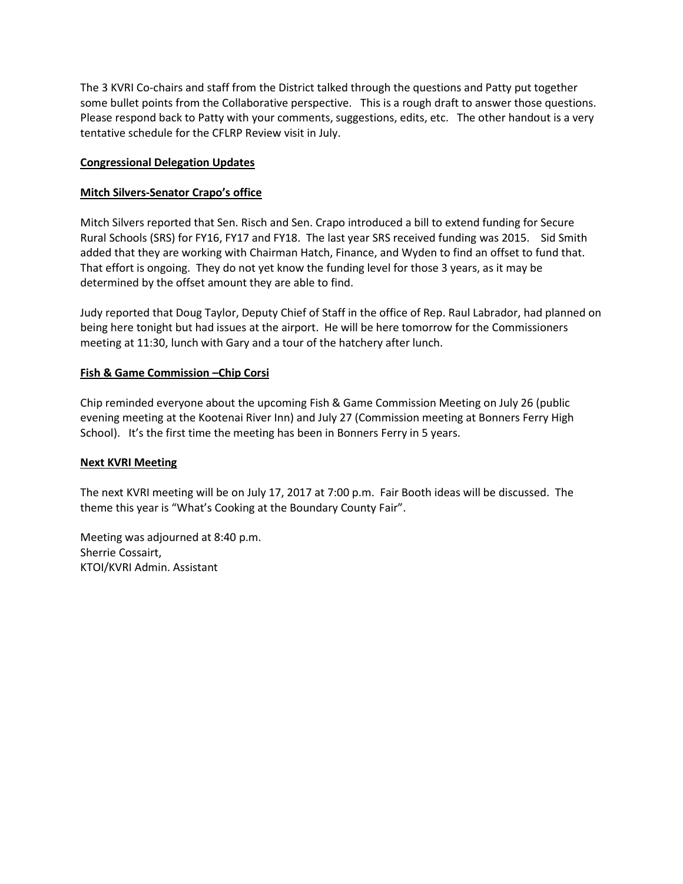The 3 KVRI Co-chairs and staff from the District talked through the questions and Patty put together some bullet points from the Collaborative perspective. This is a rough draft to answer those questions. Please respond back to Patty with your comments, suggestions, edits, etc. The other handout is a very tentative schedule for the CFLRP Review visit in July.

<u>**Congressional Delegation Updates**</u>

<u>**Mitch Silvers-Senator Crapo's office**</u>

Mitch Silvers reported that Sen. Risch and Sen. Crapo introduced a bill to extend funding for Secure Rural Schools (SRS) for FY16, FY17 and FY18. The last year SRS received funding was 2015. Sid Smith added that they are working with Chairman Hatch, Finance, and Wyden to find an offset to fund that. That effort is ongoing. They do not yet know the funding level for those 3 years, as it may be determined by the offset amount they are able to find.

Judy reported that Doug Taylor, Deputy Chief of Staff in the office of Rep. Raul Labrador, had planned on being here tonight but had issues at the airport. He will be here tomorrow for the Commissioners meeting at 11:30, lunch with Gary and a tour of the hatchery after lunch.

<u>**Fish & Game Commission –Chip Corsi**</u>

Chip reminded everyone about the upcoming Fish & Game Commission Meeting on July 26 (public evening meeting at the Kootenai River Inn) and July 27 (Commission meeting at Bonners Ferry High School). It's the first time the meeting has been in Bonners Ferry in 5 years.

<u>**Next KVRI Meeting**</u>

The next KVRI meeting will be on July 17, 2017 at 7:00 p.m. Fair Booth ideas will be discussed. The theme this year is "What's Cooking at the Boundary County Fair".

Meeting was adjourned at 8:40 p.m.
Sherrie Cossairt,
KTOI/KVRI Admin. Assistant